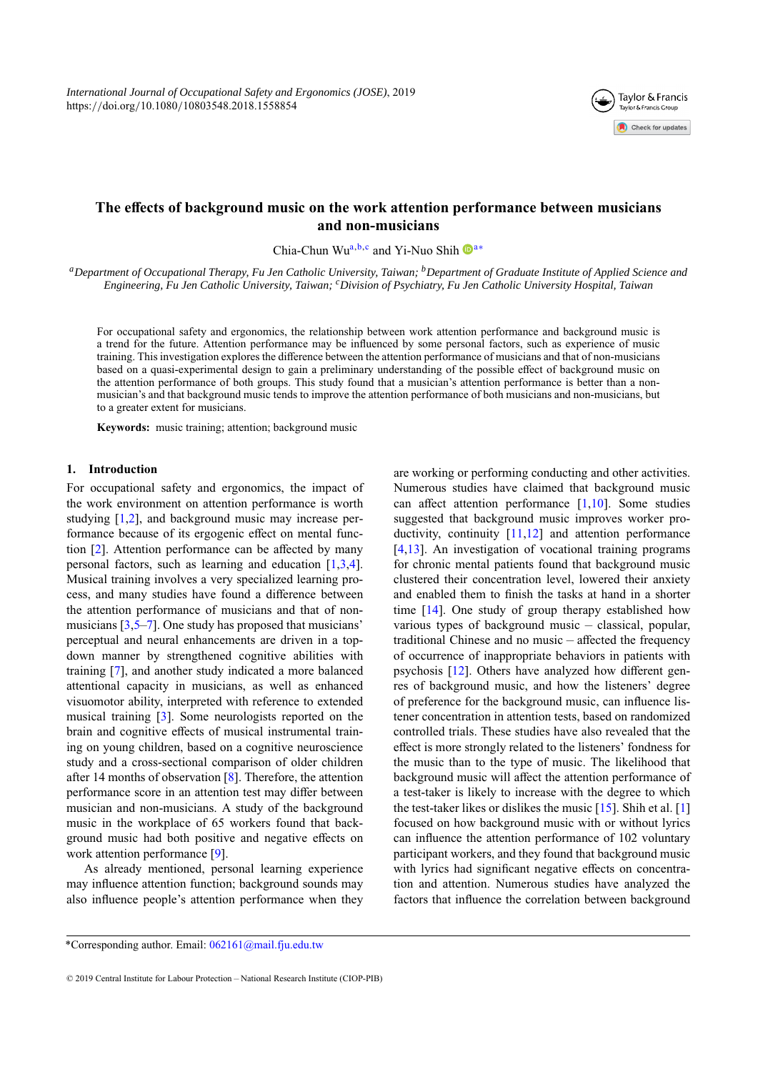# The effects of background music on the work attention performance between musicians and non-musicians

Chia-Chun Wu[a,b,c] and Yi-Nuo Shih[a*]

[a]*Department of Occupational Therapy, Fu Jen Catholic University, Taiwan;* [b]*Department of Graduate Institute of Applied Science and Engineering, Fu Jen Catholic University, Taiwan;* [c]*Division of Psychiatry, Fu Jen Catholic University Hospital, Taiwan*

For occupational safety and ergonomics, the relationship between work attention performance and background music is a trend for the future. Attention performance may be influenced by some personal factors, such as experience of music training. This investigation explores the difference between the attention performance of musicians and that of non-musicians based on a quasi-experimental design to gain a preliminary understanding of the possible effect of background music on the attention performance of both groups. This study found that a musician's attention performance is better than a non-musician's and that background music tends to improve the attention performance of both musicians and non-musicians, but to a greater extent for musicians.

**Keywords:** music training; attention; background music

## 1. Introduction

For occupational safety and ergonomics, the impact of the work environment on attention performance is worth studying [1,2], and background music may increase performance because of its ergogenic effect on mental function [2]. Attention performance can be affected by many personal factors, such as learning and education [1,3,4]. Musical training involves a very specialized learning process, and many studies have found a difference between the attention performance of musicians and that of non-musicians [3,5–7]. One study has proposed that musicians' perceptual and neural enhancements are driven in a top-down manner by strengthened cognitive abilities with training [7], and another study indicated a more balanced attentional capacity in musicians, as well as enhanced visuomotor ability, interpreted with reference to extended musical training [3]. Some neurologists reported on the brain and cognitive effects of musical instrumental training on young children, based on a cognitive neuroscience study and a cross-sectional comparison of older children after 14 months of observation [8]. Therefore, the attention performance score in an attention test may differ between musician and non-musicians. A study of the background music in the workplace of 65 workers found that background music had both positive and negative effects on work attention performance [9].

As already mentioned, personal learning experience may influence attention function; background sounds may also influence people's attention performance when they are working or performing conducting and other activities. Numerous studies have claimed that background music can affect attention performance [1,10]. Some studies suggested that background music improves worker productivity, continuity [11,12] and attention performance [4,13]. An investigation of vocational training programs for chronic mental patients found that background music clustered their concentration level, lowered their anxiety and enabled them to finish the tasks at hand in a shorter time [14]. One study of group therapy established how various types of background music – classical, popular, traditional Chinese and no music – affected the frequency of occurrence of inappropriate behaviors in patients with psychosis [12]. Others have analyzed how different genres of background music, and how the listeners' degree of preference for the background music, can influence listener concentration in attention tests, based on randomized controlled trials. These studies have also revealed that the effect is more strongly related to the listeners' fondness for the music than to the type of music. The likelihood that background music will affect the attention performance of a test-taker is likely to increase with the degree to which the test-taker likes or dislikes the music [15]. Shih et al. [1] focused on how background music with or without lyrics can influence the attention performance of 102 voluntary participant workers, and they found that background music with lyrics had significant negative effects on concentration and attention. Numerous studies have analyzed the factors that influence the correlation between background

*Corresponding author. Email: 062161@mail.fju.edu.tw

© 2019 Central Institute for Labour Protection – National Research Institute (CIOP-PIB)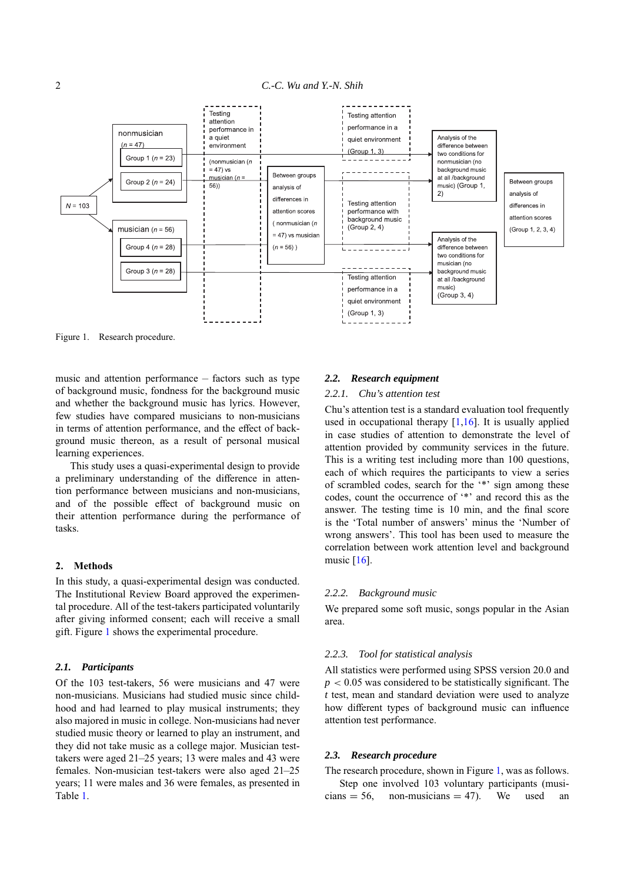Figure 1. Research procedure.

music and attention performance – factors such as type of background music, fondness for the background music and whether the background music has lyrics. However, few studies have compared musicians to non-musicians in terms of attention performance, and the effect of background music thereon, as a result of personal musical learning experiences.

This study uses a quasi-experimental design to provide a preliminary understanding of the difference in attention performance between musicians and non-musicians, and of the possible effect of background music on their attention performance during the performance of tasks.

## 2. Methods

In this study, a quasi-experimental design was conducted. The Institutional Review Board approved the experimental procedure. All of the test-takers participated voluntarily after giving informed consent; each will receive a small gift. Figure 1 shows the experimental procedure.

### 2.1. *Participants*

Of the 103 test-takers, 56 were musicians and 47 were non-musicians. Musicians had studied music since childhood and had learned to play musical instruments; they also majored in music in college. Non-musicians had never studied music theory or learned to play an instrument, and they did not take music as a college major. Musician test-takers were aged 21–25 years; 13 were males and 43 were females. Non-musician test-takers were also aged 21–25 years; 11 were males and 36 were females, as presented in Table 1.

### 2.2. *Research equipment*

#### 2.2.1. *Chu's attention test*

Chu's attention test is a standard evaluation tool frequently used in occupational therapy [1,16]. It is usually applied in case studies of attention to demonstrate the level of attention provided by community services in the future. This is a writing test including more than 100 questions, each of which requires the participants to view a series of scrambled codes, search for the '*' sign among these codes, count the occurrence of '*' and record this as the answer. The testing time is 10 min, and the final score is the 'Total number of answers' minus the 'Number of wrong answers'. This tool has been used to measure the correlation between work attention level and background music [16].

#### 2.2.2. *Background music*

We prepared some soft music, songs popular in the Asian area.

#### 2.2.3. *Tool for statistical analysis*

All statistics were performed using SPSS version 20.0 and $p < 0.05$ was considered to be statistically significant. The $t$ test, mean and standard deviation were used to analyze how different types of background music can influence attention test performance.

### 2.3. *Research procedure*

The research procedure, shown in Figure 1, was as follows.

Step one involved 103 voluntary participants (musicians = 56, non-musicians = 47). We used an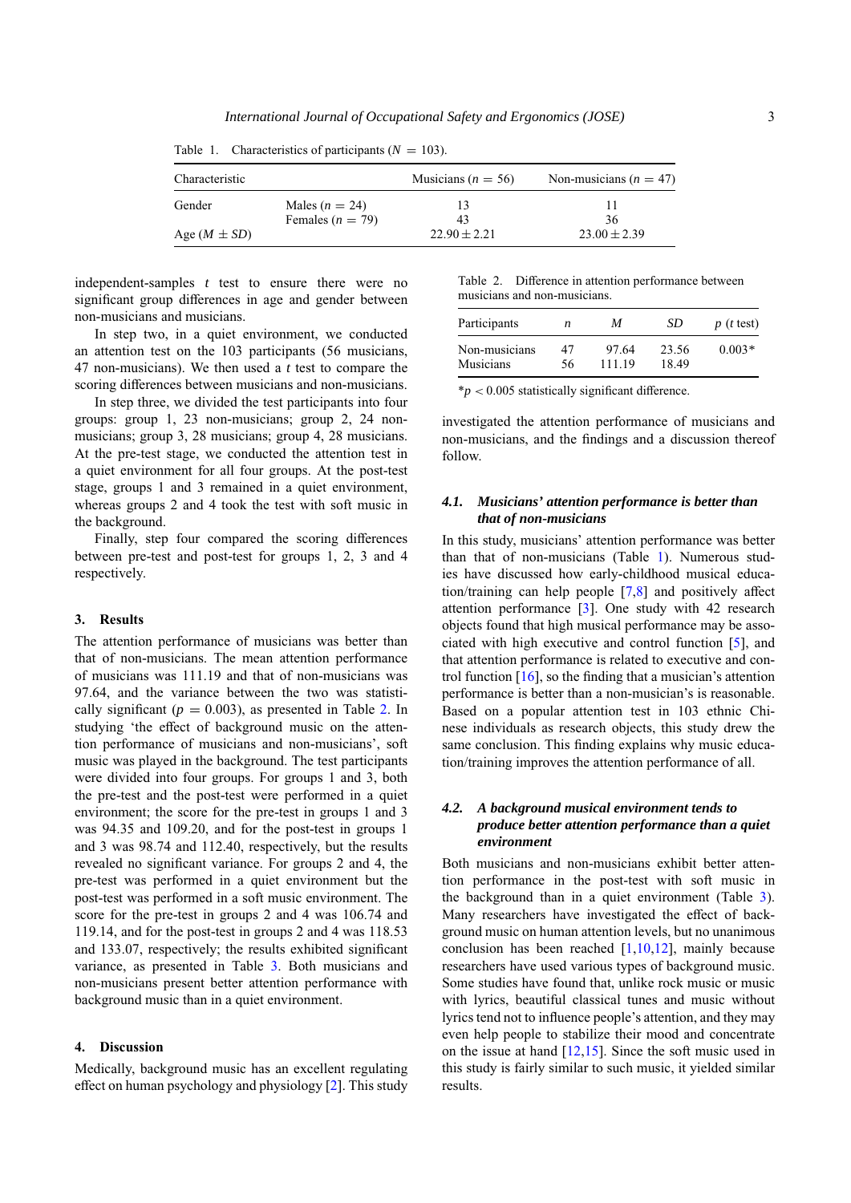Table 1. Characteristics of participants ($N = 103$).

| Characteristic | | Musicians ($n = 56$) | Non-musicians ($n = 47$) |
|---|---|---|---|
| Gender | Males ($n = 24$) | 13 | 11 |
| | Females ($n = 79$) | 43 | 36 |
| Age ($M \pm SD$) | | $22.90 \pm 2.21$ | $23.00 \pm 2.39$ |

independent-samples $t$ test to ensure there were no significant group differences in age and gender between non-musicians and musicians.

In step two, in a quiet environment, we conducted an attention test on the 103 participants (56 musicians, 47 non-musicians). We then used a $t$ test to compare the scoring differences between musicians and non-musicians.

In step three, we divided the test participants into four groups: group 1, 23 non-musicians; group 2, 24 non-musicians; group 3, 28 musicians; group 4, 28 musicians. At the pre-test stage, we conducted the attention test in a quiet environment for all four groups. At the post-test stage, groups 1 and 3 remained in a quiet environment, whereas groups 2 and 4 took the test with soft music in the background.

Finally, step four compared the scoring differences between pre-test and post-test for groups 1, 2, 3 and 4 respectively.

## 3. Results

The attention performance of musicians was better than that of non-musicians. The mean attention performance of musicians was 111.19 and that of non-musicians was 97.64, and the variance between the two was statistically significant ($p = 0.003$), as presented in Table 2. In studying 'the effect of background music on the attention performance of musicians and non-musicians', soft music was played in the background. The test participants were divided into four groups. For groups 1 and 3, both the pre-test and the post-test were performed in a quiet environment; the score for the pre-test in groups 1 and 3 was 94.35 and 109.20, and for the post-test in groups 1 and 3 was 98.74 and 112.40, respectively, but the results revealed no significant variance. For groups 2 and 4, the pre-test was performed in a quiet environment but the post-test was performed in a soft music environment. The score for the pre-test in groups 2 and 4 was 106.74 and 119.14, and for the post-test in groups 2 and 4 was 118.53 and 133.07, respectively; the results exhibited significant variance, as presented in Table 3. Both musicians and non-musicians present better attention performance with background music than in a quiet environment.

## 4. Discussion

Medically, background music has an excellent regulating effect on human psychology and physiology [2]. This study investigated the attention performance of musicians and non-musicians, and the findings and a discussion thereof follow.

Table 2. Difference in attention performance between musicians and non-musicians.

| Participants | $n$ | $M$ | $SD$ | $p$ ($t$ test) |
|---|---|---|---|---|
| Non-musicians | 47 | 97.64 | 23.56 | 0.003* |
| Musicians | 56 | 111.19 | 18.49 | |

*$p < 0.005$ statistically significant difference.

### 4.1. *Musicians' attention performance is better than that of non-musicians*

In this study, musicians' attention performance was better than that of non-musicians (Table 1). Numerous studies have discussed how early-childhood musical education/training can help people [7,8] and positively affect attention performance [3]. One study with 42 research objects found that high musical performance may be associated with high executive and control function [5], and that attention performance is related to executive and control function [16], so the finding that a musician's attention performance is better than a non-musician's is reasonable. Based on a popular attention test in 103 ethnic Chinese individuals as research objects, this study drew the same conclusion. This finding explains why music education/training improves the attention performance of all.

### 4.2. *A background musical environment tends to produce better attention performance than a quiet environment*

Both musicians and non-musicians exhibit better attention performance in the post-test with soft music in the background than in a quiet environment (Table 3). Many researchers have investigated the effect of background music on human attention levels, but no unanimous conclusion has been reached [1,10,12], mainly because researchers have used various types of background music. Some studies have found that, unlike rock music or music with lyrics, beautiful classical tunes and music without lyrics tend not to influence people's attention, and they may even help people to stabilize their mood and concentrate on the issue at hand [12,15]. Since the soft music used in this study is fairly similar to such music, it yielded similar results.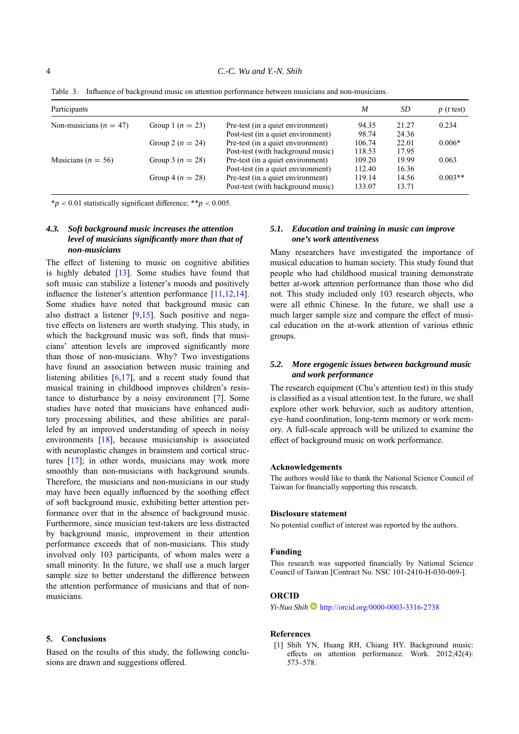Table 3. Influence of background music on attention performance between musicians and non-musicians.

| Participants | | | $M$ | $SD$ | $p$ ($t$ test) |
|---|---|---|---|---|---|
| Non-musicians ($n$ = 47) | Group 1 ($n$ = 23) | Pre-test (in a quiet environment) | 94.35 | 21.27 | 0.234 |
| | | Post-test (in a quiet environment) | 98.74 | 24.36 | |
| | Group 2 ($n$ = 24) | Pre-test (in a quiet environment) | 106.74 | 22.01 | 0.006* |
| | | Post-test (with background music) | 118.53 | 17.95 | |
| Musicians ($n$ = 56) | Group 3 ($n$ = 28) | Pre-test (in a quiet environment) | 109.20 | 19.99 | 0.063 |
| | | Post-test (in a quiet environment) | 112.40 | 16.36 | |
| | Group 4 ($n$ = 28) | Pre-test (in a quiet environment) | 119.14 | 14.56 | 0.003** |
| | | Post-test (with background music) | 133.07 | 13.71 | |

*$p < 0.01$ statistically significant difference; **$p < 0.005$.

### 4.3. Soft background music increases the attention level of musicians significantly more than that of non-musicians

The effect of listening to music on cognitive abilities is highly debated [13]. Some studies have found that soft music can stabilize a listener's moods and positively influence the listener's attention performance [11,12,14]. Some studies have noted that background music can also distract a listener [9,15]. Such positive and negative effects on listeners are worth studying. This study, in which the background music was soft, finds that musicians' attention levels are improved significantly more than those of non-musicians. Why? Two investigations have found an association between music training and listening abilities [6,17], and a recent study found that musical training in childhood improves children's resistance to disturbance by a noisy environment [7]. Some studies have noted that musicians have enhanced auditory processing abilities, and these abilities are paralleled by an improved understanding of speech in noisy environments [18], because musicianship is associated with neuroplastic changes in brainstem and cortical structures [17]; in other words, musicians may work more smoothly than non-musicians with background sounds. Therefore, the musicians and non-musicians in our study may have been equally influenced by the soothing effect of soft background music, exhibiting better attention performance over that in the absence of background music. Furthermore, since musician test-takers are less distracted by background music, improvement in their attention performance exceeds that of non-musicians. This study involved only 103 participants, of whom males were a small minority. In the future, we shall use a much larger sample size to better understand the difference between the attention performance of musicians and that of non-musicians.

## 5. Conclusions

Based on the results of this study, the following conclusions are drawn and suggestions offered.

### 5.1. Education and training in music can improve one's work attentiveness

Many researchers have investigated the importance of musical education to human society. This study found that people who had childhood musical training demonstrate better at-work attention performance than those who did not. This study included only 103 research objects, who were all ethnic Chinese. In the future, we shall use a much larger sample size and compare the effect of musical education on the at-work attention of various ethnic groups.

### 5.2. More ergogenic issues between background music and work performance

The research equipment (Chu's attention test) in this study is classified as a visual attention test. In the future, we shall explore other work behavior, such as auditory attention, eye–hand coordination, long-term memory or work memory. A full-scale approach will be utilized to examine the effect of background music on work performance.

## Acknowledgements

The authors would like to thank the National Science Council of Taiwan for financially supporting this research.

## Disclosure statement

No potential conflict of interest was reported by the authors.

## Funding

This research was supported financially by National Science Council of Taiwan [Contract No. NSC 101-2410-H-030-069-].

## ORCID

*Yi-Nuo Shih* http://orcid.org/0000-0003-3316-2738

## References

[1] Shih YN, Huang RH, Chiang HY. Background music: effects on attention performance. Work. 2012;42(4):573–578.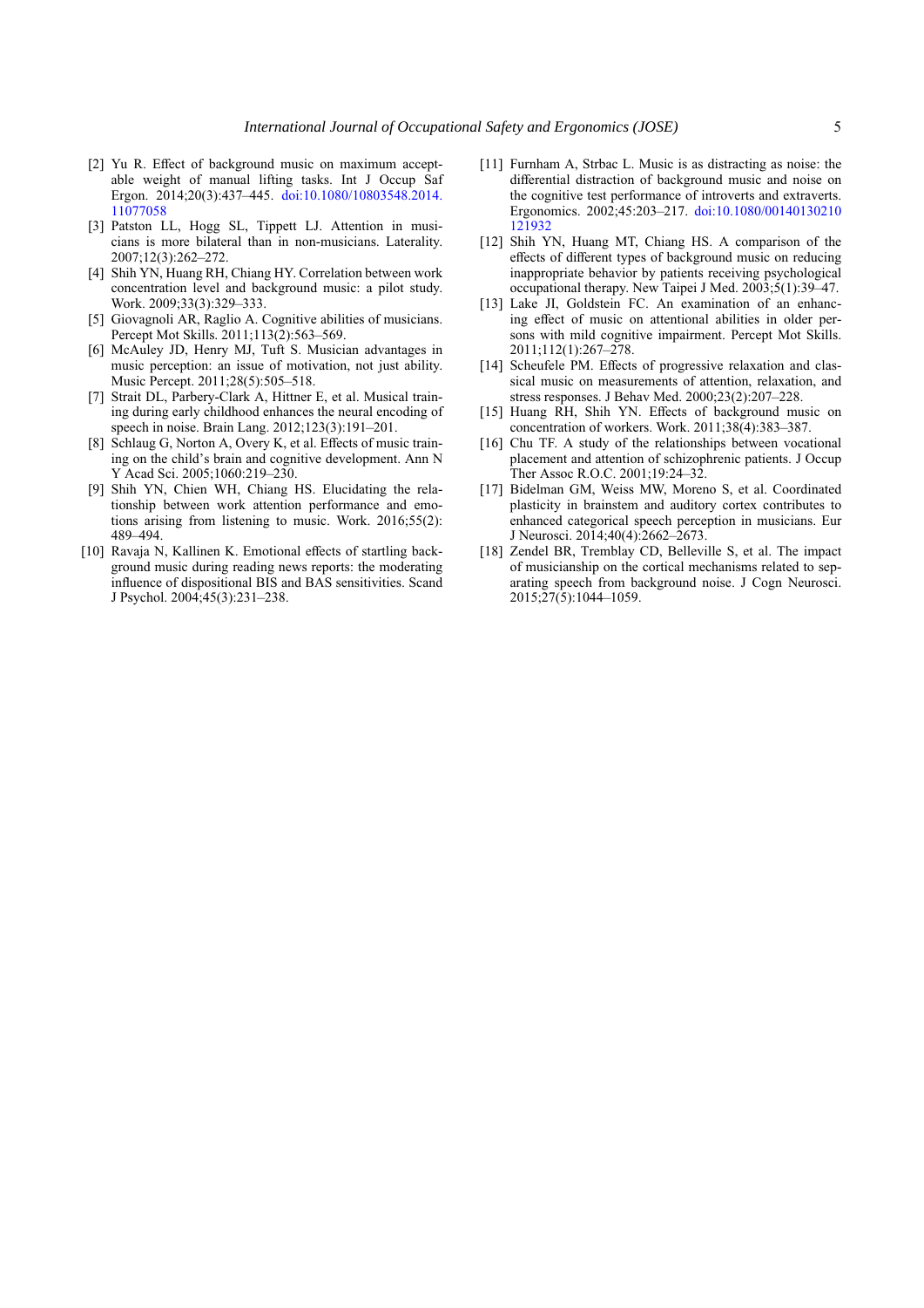[2] Yu R. Effect of background music on maximum acceptable weight of manual lifting tasks. Int J Occup Saf Ergon. 2014;20(3):437–445. doi:10.1080/10803548.2014.11077058

[3] Patston LL, Hogg SL, Tippett LJ. Attention in musicians is more bilateral than in non-musicians. Laterality. 2007;12(3):262–272.

[4] Shih YN, Huang RH, Chiang HY. Correlation between work concentration level and background music: a pilot study. Work. 2009;33(3):329–333.

[5] Giovagnoli AR, Raglio A. Cognitive abilities of musicians. Percept Mot Skills. 2011;113(2):563–569.

[6] McAuley JD, Henry MJ, Tuft S. Musician advantages in music perception: an issue of motivation, not just ability. Music Percept. 2011;28(5):505–518.

[7] Strait DL, Parbery-Clark A, Hittner E, et al. Musical training during early childhood enhances the neural encoding of speech in noise. Brain Lang. 2012;123(3):191–201.

[8] Schlaug G, Norton A, Overy K, et al. Effects of music training on the child's brain and cognitive development. Ann N Y Acad Sci. 2005;1060:219–230.

[9] Shih YN, Chien WH, Chiang HS. Elucidating the relationship between work attention performance and emotions arising from listening to music. Work. 2016;55(2): 489–494.

[10] Ravaja N, Kallinen K. Emotional effects of startling background music during reading news reports: the moderating influence of dispositional BIS and BAS sensitivities. Scand J Psychol. 2004;45(3):231–238.

[11] Furnham A, Strbac L. Music is as distracting as noise: the differential distraction of background music and noise on the cognitive test performance of introverts and extraverts. Ergonomics. 2002;45:203–217. doi:10.1080/00140130210121932

[12] Shih YN, Huang MT, Chiang HS. A comparison of the effects of different types of background music on reducing inappropriate behavior by patients receiving psychological occupational therapy. New Taipei J Med. 2003;5(1):39–47.

[13] Lake JI, Goldstein FC. An examination of an enhancing effect of music on attentional abilities in older persons with mild cognitive impairment. Percept Mot Skills. 2011;112(1):267–278.

[14] Scheufele PM. Effects of progressive relaxation and classical music on measurements of attention, relaxation, and stress responses. J Behav Med. 2000;23(2):207–228.

[15] Huang RH, Shih YN. Effects of background music on concentration of workers. Work. 2011;38(4):383–387.

[16] Chu TF. A study of the relationships between vocational placement and attention of schizophrenic patients. J Occup Ther Assoc R.O.C. 2001;19:24–32.

[17] Bidelman GM, Weiss MW, Moreno S, et al. Coordinated plasticity in brainstem and auditory cortex contributes to enhanced categorical speech perception in musicians. Eur J Neurosci. 2014;40(4):2662–2673.

[18] Zendel BR, Tremblay CD, Belleville S, et al. The impact of musicianship on the cortical mechanisms related to separating speech from background noise. J Cogn Neurosci. 2015;27(5):1044–1059.